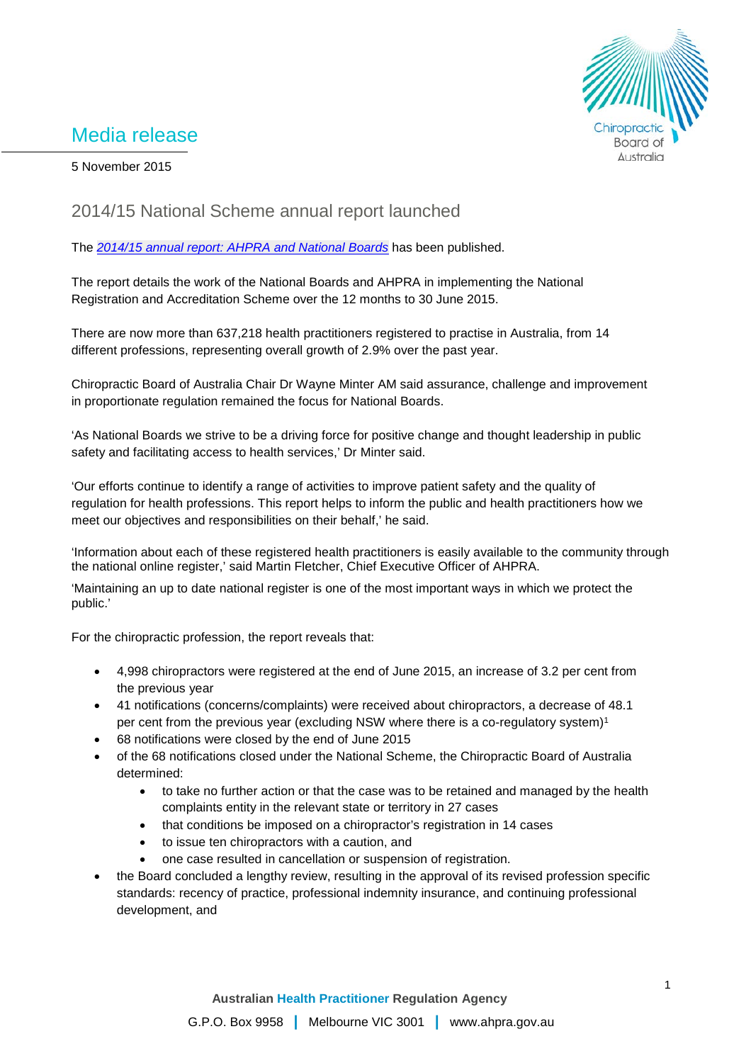# Media release

5 November 2015

## 2014/15 National Scheme annual report launched

The *2014/15 annual report: AHPRA and National Boards* has been published.

The report details the work of the National Boards and AHPRA in implementing the National Registration and Accreditation Scheme over the 12 months to 30 June 2015.

There are now more than 637,218 health practitioners registered to practise in Australia, from 14 different professions, representing overall growth of 2.9% over the past year.

Chiropractic Board of Australia Chair Dr Wayne Minter AM said assurance, challenge and improvement in proportionate regulation remained the focus for National Boards.

'As National Boards we strive to be a driving force for positive change and thought leadership in public safety and facilitating access to health services,' Dr Minter said.

'Our efforts continue to identify a range of activities to improve patient safety and the quality of regulation for health professions. This report helps to inform the public and health practitioners how we meet our objectives and responsibilities on their behalf,' he said.

'Information about each of these registered health practitioners is easily available to the community through the national online register,' said Martin Fletcher, Chief Executive Officer of AHPRA.

'Maintaining an up to date national register is one of the most important ways in which we protect the public.'

For the chiropractic profession, the report reveals that:

- 4,998 chiropractors were registered at the end of June 2015, an increase of 3.2 per cent from the previous year
- 41 notifications (concerns/complaints) were received about chiropractors, a decrease of 48.1 per cent from the previous year (excluding NSW where there is a co-regulatory system)[1]
- 68 notifications were closed by the end of June 2015
- of the 68 notifications closed under the National Scheme, the Chiropractic Board of Australia determined:
    - to take no further action or that the case was to be retained and managed by the health complaints entity in the relevant state or territory in 27 cases
    - that conditions be imposed on a chiropractor's registration in 14 cases
    - to issue ten chiropractors with a caution, and
    - one case resulted in cancellation or suspension of registration.
- the Board concluded a lengthy review, resulting in the approval of its revised profession specific standards: recency of practice, professional indemnity insurance, and continuing professional development, and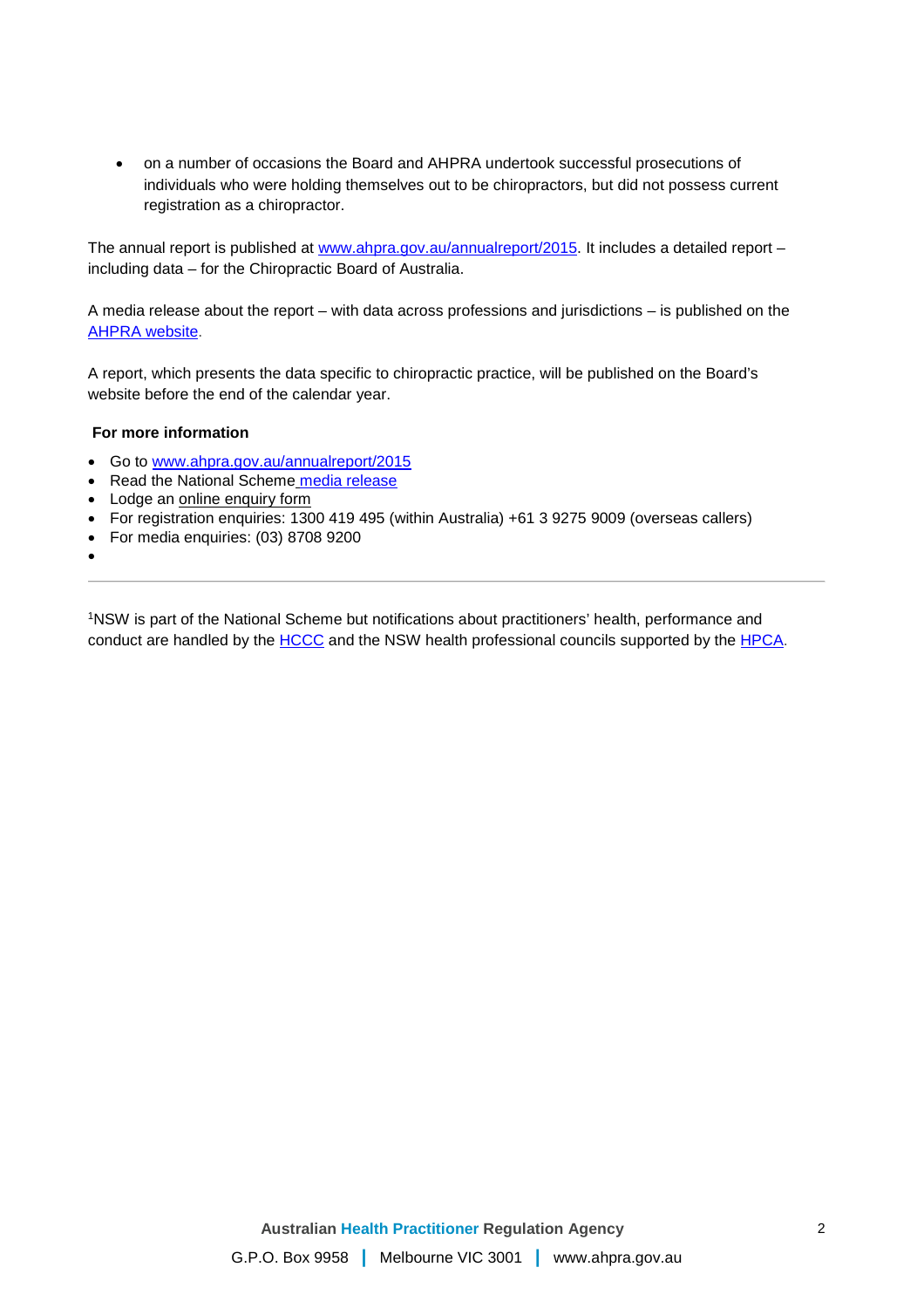- on a number of occasions the Board and AHPRA undertook successful prosecutions of individuals who were holding themselves out to be chiropractors, but did not possess current registration as a chiropractor.

The annual report is published at www.ahpra.gov.au/annualreport/2015. It includes a detailed report – including data – for the Chiropractic Board of Australia.

A media release about the report – with data across professions and jurisdictions – is published on the AHPRA website.

A report, which presents the data specific to chiropractic practice, will be published on the Board's website before the end of the calendar year.

**For more information**

- Go to www.ahpra.gov.au/annualreport/2015
- Read the National Scheme media release
- Lodge an online enquiry form
- For registration enquiries: 1300 419 495 (within Australia) +61 3 9275 9009 (overseas callers)
- For media enquiries: (03) 8708 9200

---

[1]NSW is part of the National Scheme but notifications about practitioners' health, performance and conduct are handled by the HCCC and the NSW health professional councils supported by the HPCA.

Australian Health Practitioner Regulation Agency

G.P.O. Box 9958 | Melbourne VIC 3001 | www.ahpra.gov.au